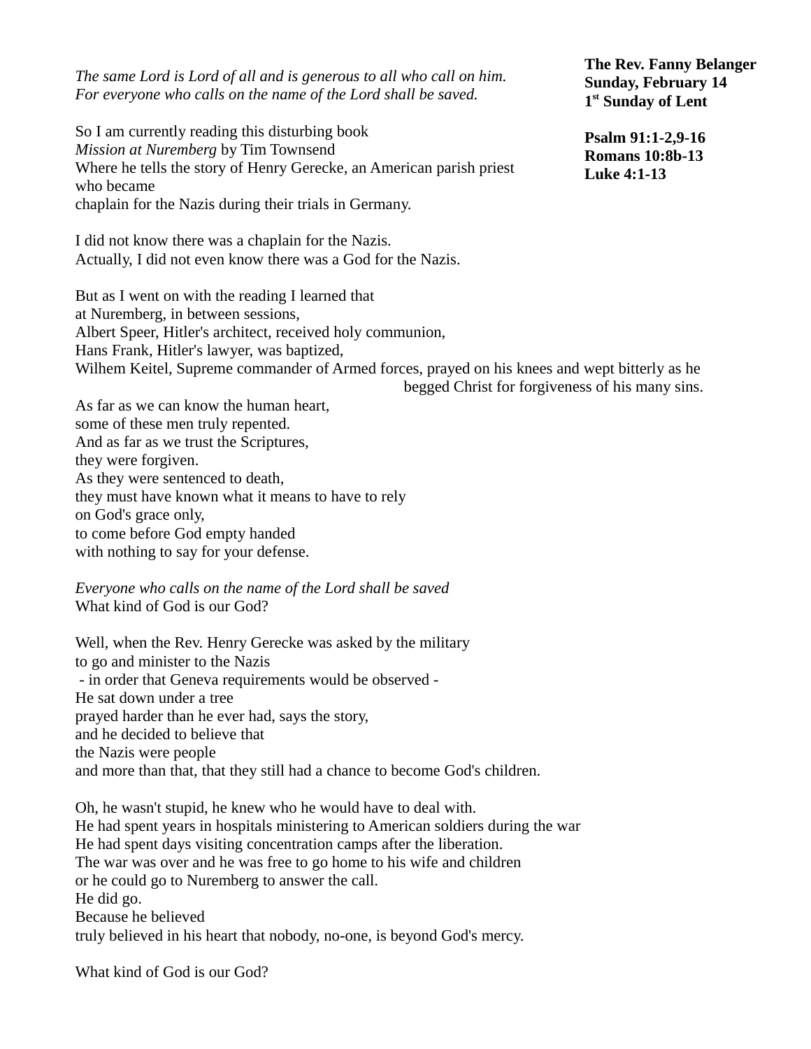**The Rev. Fanny Belanger**
**Sunday, February 14**
**1st Sunday of Lent**

**Psalm 91:1-2,9-16**
**Romans 10:8b-13**
**Luke 4:1-13**

*The same Lord is Lord of all and is generous to all who call on him.*
*For everyone who calls on the name of the Lord shall be saved.*

So I am currently reading this disturbing book
*Mission at Nuremberg* by Tim Townsend
Where he tells the story of Henry Gerecke, an American parish priest who became
chaplain for the Nazis during their trials in Germany.

I did not know there was a chaplain for the Nazis.
Actually, I did not even know there was a God for the Nazis.

But as I went on with the reading I learned that
at Nuremberg, in between sessions,
Albert Speer, Hitler's architect, received holy communion,
Hans Frank, Hitler's lawyer, was baptized,
Wilhem Keitel, Supreme commander of Armed forces, prayed on his knees and wept bitterly as he begged Christ for forgiveness of his many sins.
As far as we can know the human heart,
some of these men truly repented.
And as far as we trust the Scriptures,
they were forgiven.
As they were sentenced to death,
they must have known what it means to have to rely
on God's grace only,
to come before God empty handed
with nothing to say for your defense.

*Everyone who calls on the name of the Lord shall be saved*
What kind of God is our God?

Well, when the Rev. Henry Gerecke was asked by the military
to go and minister to the Nazis
- in order that Geneva requirements would be observed -
He sat down under a tree
prayed harder than he ever had, says the story,
and he decided to believe that
the Nazis were people
and more than that, that they still had a chance to become God's children.

Oh, he wasn't stupid, he knew who he would have to deal with.
He had spent years in hospitals ministering to American soldiers during the war
He had spent days visiting concentration camps after the liberation.
The war was over and he was free to go home to his wife and children
or he could go to Nuremberg to answer the call.
He did go.
Because he believed
truly believed in his heart that nobody, no-one, is beyond God's mercy.

What kind of God is our God?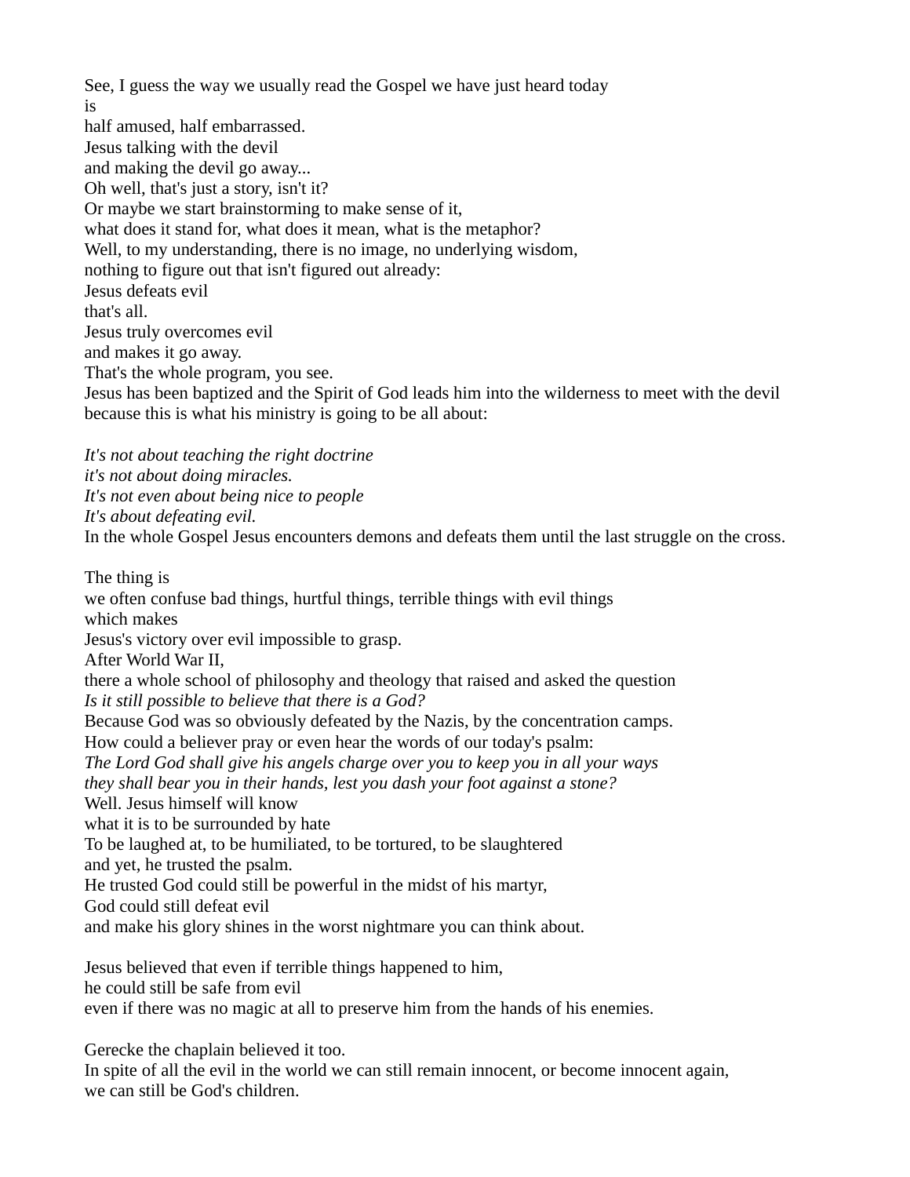See, I guess the way we usually read the Gospel we have just heard today
is
half amused, half embarrassed.
Jesus talking with the devil
and making the devil go away...
Oh well, that's just a story, isn't it?
Or maybe we start brainstorming to make sense of it,
what does it stand for, what does it mean, what is the metaphor?
Well, to my understanding, there is no image, no underlying wisdom,
nothing to figure out that isn't figured out already:
Jesus defeats evil
that's all.
Jesus truly overcomes evil
and makes it go away.
That's the whole program, you see.
Jesus has been baptized and the Spirit of God leads him into the wilderness to meet with the devil
because this is what his ministry is going to be all about:

*It's not about teaching the right doctrine*
*it's not about doing miracles.*
*It's not even about being nice to people*
*It's about defeating evil.*
In the whole Gospel Jesus encounters demons and defeats them until the last struggle on the cross.

The thing is
we often confuse bad things, hurtful things, terrible things with evil things
which makes
Jesus's victory over evil impossible to grasp.
After World War II,
there a whole school of philosophy and theology that raised and asked the question
*Is it still possible to believe that there is a God?*
Because God was so obviously defeated by the Nazis, by the concentration camps.
How could a believer pray or even hear the words of our today's psalm:
*The Lord God shall give his angels charge over you to keep you in all your ways*
*they shall bear you in their hands, lest you dash your foot against a stone?*
Well. Jesus himself will know
what it is to be surrounded by hate
To be laughed at, to be humiliated, to be tortured, to be slaughtered
and yet, he trusted the psalm.
He trusted God could still be powerful in the midst of his martyr,
God could still defeat evil
and make his glory shines in the worst nightmare you can think about.

Jesus believed that even if terrible things happened to him,
he could still be safe from evil
even if there was no magic at all to preserve him from the hands of his enemies.

Gerecke the chaplain believed it too.
In spite of all the evil in the world we can still remain innocent, or become innocent again,
we can still be God's children.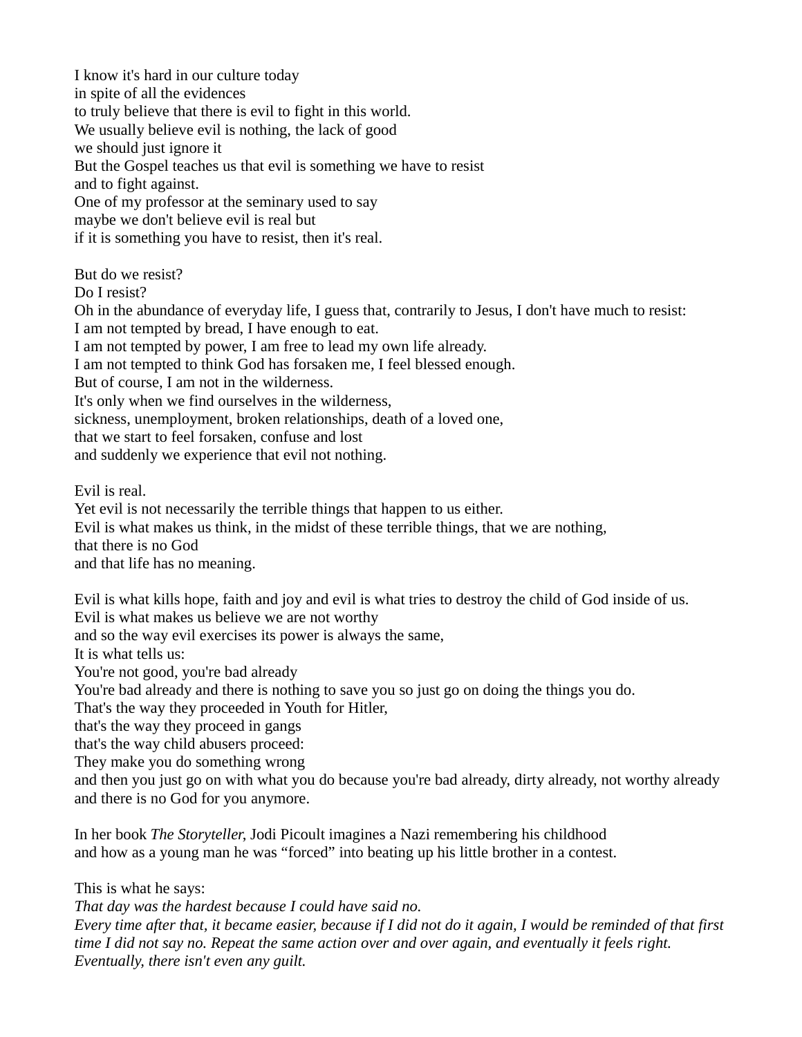I know it's hard in our culture today
in spite of all the evidences
to truly believe that there is evil to fight in this world.
We usually believe evil is nothing, the lack of good
we should just ignore it
But the Gospel teaches us that evil is something we have to resist
and to fight against.
One of my professor at the seminary used to say
maybe we don't believe evil is real but
if it is something you have to resist, then it's real.

But do we resist?
Do I resist?
Oh in the abundance of everyday life, I guess that, contrarily to Jesus, I don't have much to resist:
I am not tempted by bread, I have enough to eat.
I am not tempted by power, I am free to lead my own life already.
I am not tempted to think God has forsaken me, I feel blessed enough.
But of course, I am not in the wilderness.
It's only when we find ourselves in the wilderness,
sickness, unemployment, broken relationships, death of a loved one,
that we start to feel forsaken, confuse and lost
and suddenly we experience that evil not nothing.

Evil is real.
Yet evil is not necessarily the terrible things that happen to us either.
Evil is what makes us think, in the midst of these terrible things, that we are nothing,
that there is no God
and that life has no meaning.

Evil is what kills hope, faith and joy and evil is what tries to destroy the child of God inside of us.
Evil is what makes us believe we are not worthy
and so the way evil exercises its power is always the same,
It is what tells us:
You're not good, you're bad already
You're bad already and there is nothing to save you so just go on doing the things you do.
That's the way they proceeded in Youth for Hitler,
that's the way they proceed in gangs
that's the way child abusers proceed:
They make you do something wrong
and then you just go on with what you do because you're bad already, dirty already, not worthy already
and there is no God for you anymore.

In her book *The Storyteller*, Jodi Picoult imagines a Nazi remembering his childhood
and how as a young man he was "forced" into beating up his little brother in a contest.

This is what he says:
*That day was the hardest because I could have said no.*
*Every time after that, it became easier, because if I did not do it again, I would be reminded of that first time I did not say no. Repeat the same action over and over again, and eventually it feels right. Eventually, there isn't even any guilt.*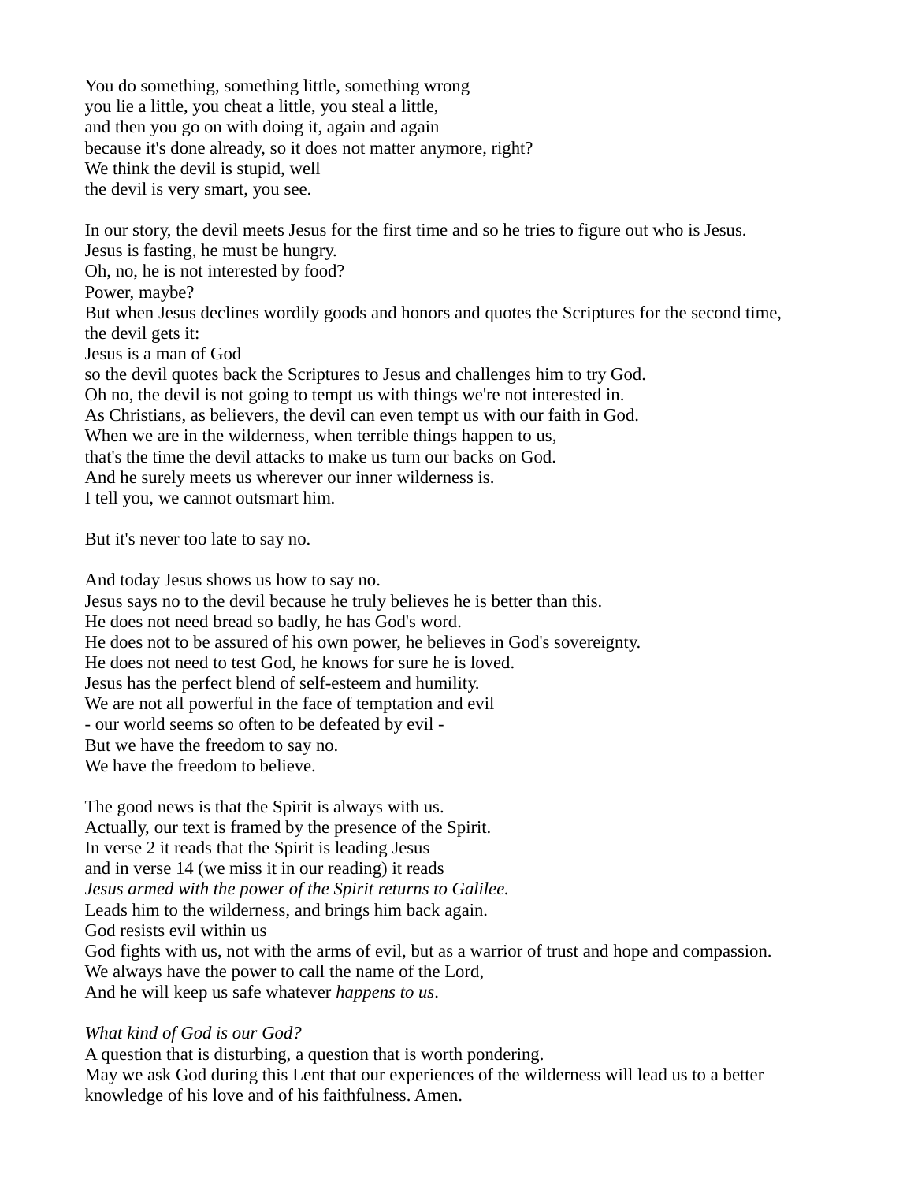You do something, something little, something wrong
you lie a little, you cheat a little, you steal a little,
and then you go on with doing it, again and again
because it's done already, so it does not matter anymore, right?
We think the devil is stupid, well
the devil is very smart, you see.

In our story, the devil meets Jesus for the first time and so he tries to figure out who is Jesus.
Jesus is fasting, he must be hungry.
Oh, no, he is not interested by food?
Power, maybe?
But when Jesus declines wordily goods and honors and quotes the Scriptures for the second time, the devil gets it:
Jesus is a man of God
so the devil quotes back the Scriptures to Jesus and challenges him to try God.
Oh no, the devil is not going to tempt us with things we're not interested in.
As Christians, as believers, the devil can even tempt us with our faith in God.
When we are in the wilderness, when terrible things happen to us,
that's the time the devil attacks to make us turn our backs on God.
And he surely meets us wherever our inner wilderness is.
I tell you, we cannot outsmart him.

But it's never too late to say no.

And today Jesus shows us how to say no.
Jesus says no to the devil because he truly believes he is better than this.
He does not need bread so badly, he has God's word.
He does not to be assured of his own power, he believes in God's sovereignty.
He does not need to test God, he knows for sure he is loved.
Jesus has the perfect blend of self-esteem and humility.
We are not all powerful in the face of temptation and evil
- our world seems so often to be defeated by evil -
But we have the freedom to say no.
We have the freedom to believe.

The good news is that the Spirit is always with us.
Actually, our text is framed by the presence of the Spirit.
In verse 2 it reads that the Spirit is leading Jesus
and in verse 14 (we miss it in our reading) it reads
*Jesus armed with the power of the Spirit returns to Galilee.*
Leads him to the wilderness, and brings him back again.
God resists evil within us
God fights with us, not with the arms of evil, but as a warrior of trust and hope and compassion.
We always have the power to call the name of the Lord,
And he will keep us safe whatever *happens to us*.

*What kind of God is our God?*
A question that is disturbing, a question that is worth pondering.
May we ask God during this Lent that our experiences of the wilderness will lead us to a better knowledge of his love and of his faithfulness. Amen.